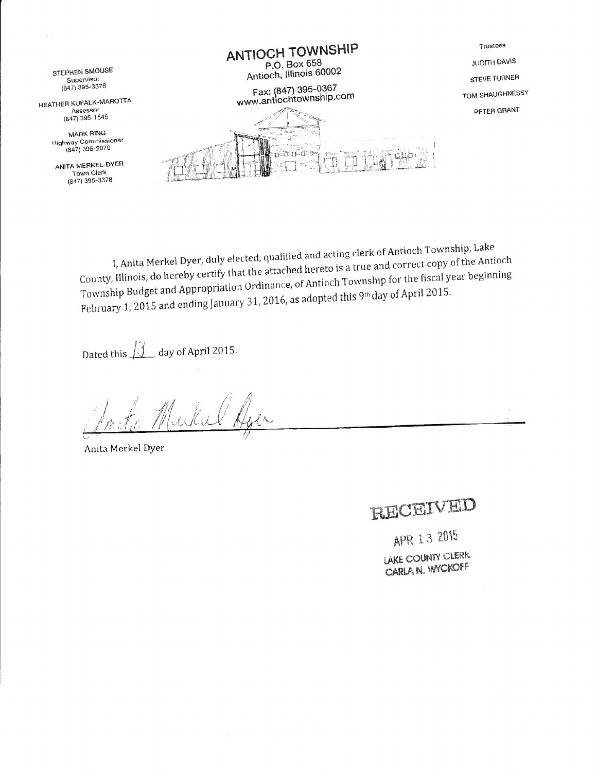STEPHEN SMOUSE
Supervisor
(847) 395-3378

HEATHER KUFALK-MAROTTA
Assessor
(847) 395-1545

MARK RING
Highway Commissioner
(847) 395-2070

ANITA MERKEL-DYER
Town Clerk
(847) 395-3378

# ANTIOCH TOWNSHIP

P.O. Box 658
Antioch, Illinois 60002

Fax: (847) 395-0367
www.antiochtownship.com

Trustees

JUDITH DAVIS

STEVE TURNER

TOM SHAUGHNESSY

PETER GRANT

I, Anita Merkel Dyer, duly elected, qualified and acting clerk of Antioch Township, Lake County, Illinois, do hereby certify that the attached hereto is a true and correct copy of the Antioch Township Budget and Appropriation Ordinance, of Antioch Township for the fiscal year beginning February 1, 2015 and ending January 31, 2016, as adopted this 9th day of April 2015.

Dated this 13 day of April 2015.

Anita Merkel Dyer

Anita Merkel Dyer

RECEIVED
APR 13 2015
LAKE COUNTY CLERK
CARLA N. WYCKOFF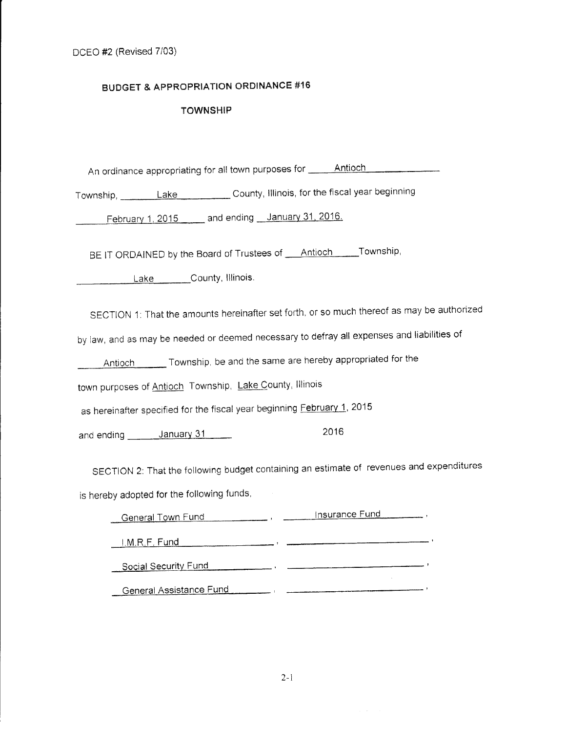DCEO #2 (Revised 7/03)

## BUDGET & APPROPRIATION ORDINANCE #16

### TOWNSHIP

An ordinance appropriating for all town purposes for Antioch Township, Lake County, Illinois, for the fiscal year beginning February 1, 2015 and ending January 31, 2016.

BE IT ORDAINED by the Board of Trustees of Antioch Township, Lake County, Illinois.

SECTION 1: That the amounts hereinafter set forth, or so much thereof as may be authorized by law, and as may be needed or deemed necessary to defray all expenses and liabilities of Antioch Township, be and the same are hereby appropriated for the town purposes of Antioch Township, Lake County, Illinois as hereinafter specified for the fiscal year beginning February 1, 2015 and ending January 31 2016

SECTION 2: That the following budget containing an estimate of revenues and expenditures is hereby adopted for the following funds,

General Town Fund, Insurance Fund,

I.M.R.F. Fund,

Social Security Fund,

General Assistance Fund,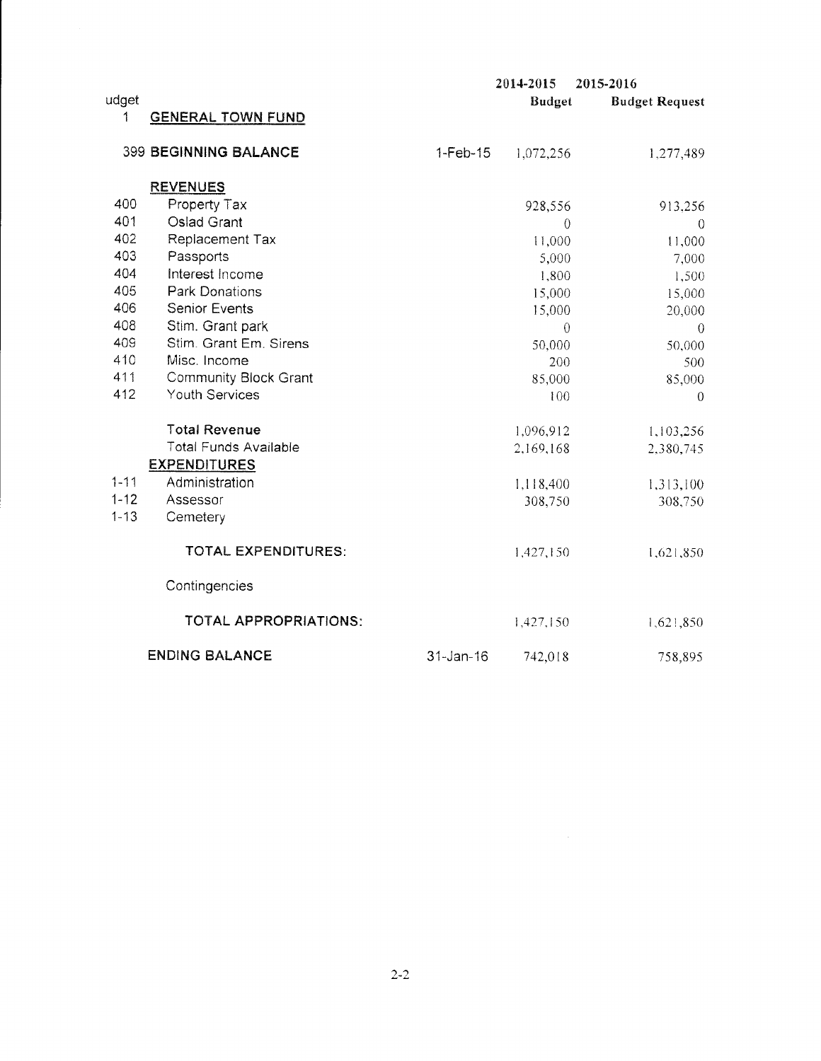| udget | | | 2014-2015 Budget | 2015-2016 Budget Request |
|---|---|---|---|---|
| 1 | **GENERAL TOWN FUND** | | | |
| | **399 BEGINNING BALANCE** | 1-Feb-15 | 1,072,256 | 1,277,489 |
| | **REVENUES** | | | |
| 400 | Property Tax | | 928,556 | 913,256 |
| 401 | Oslad Grant | | 0 | 0 |
| 402 | Replacement Tax | | 11,000 | 11,000 |
| 403 | Passports | | 5,000 | 7,000 |
| 404 | Interest Income | | 1,800 | 1,500 |
| 405 | Park Donations | | 15,000 | 15,000 |
| 406 | Senior Events | | 15,000 | 20,000 |
| 408 | Stim. Grant park | | 0 | 0 |
| 409 | Stim. Grant Em. Sirens | | 50,000 | 50,000 |
| 410 | Misc. Income | | 200 | 500 |
| 411 | Community Block Grant | | 85,000 | 85,000 |
| 412 | Youth Services | | 100 | 0 |
| | **Total Revenue** | | 1,096,912 | 1,103,256 |
| | Total Funds Available | | 2,169,168 | 2,380,745 |
| | **EXPENDITURES** | | | |
| 1-11 | Administration | | 1,118,400 | 1,313,100 |
| 1-12 | Assessor | | 308,750 | 308,750 |
| 1-13 | Cemetery | | | |
| | **TOTAL EXPENDITURES:** | | 1,427,150 | 1,621,850 |
| | Contingencies | | | |
| | **TOTAL APPROPRIATIONS:** | | 1,427,150 | 1,621,850 |
| | **ENDING BALANCE** | 31-Jan-16 | 742,018 | 758,895 |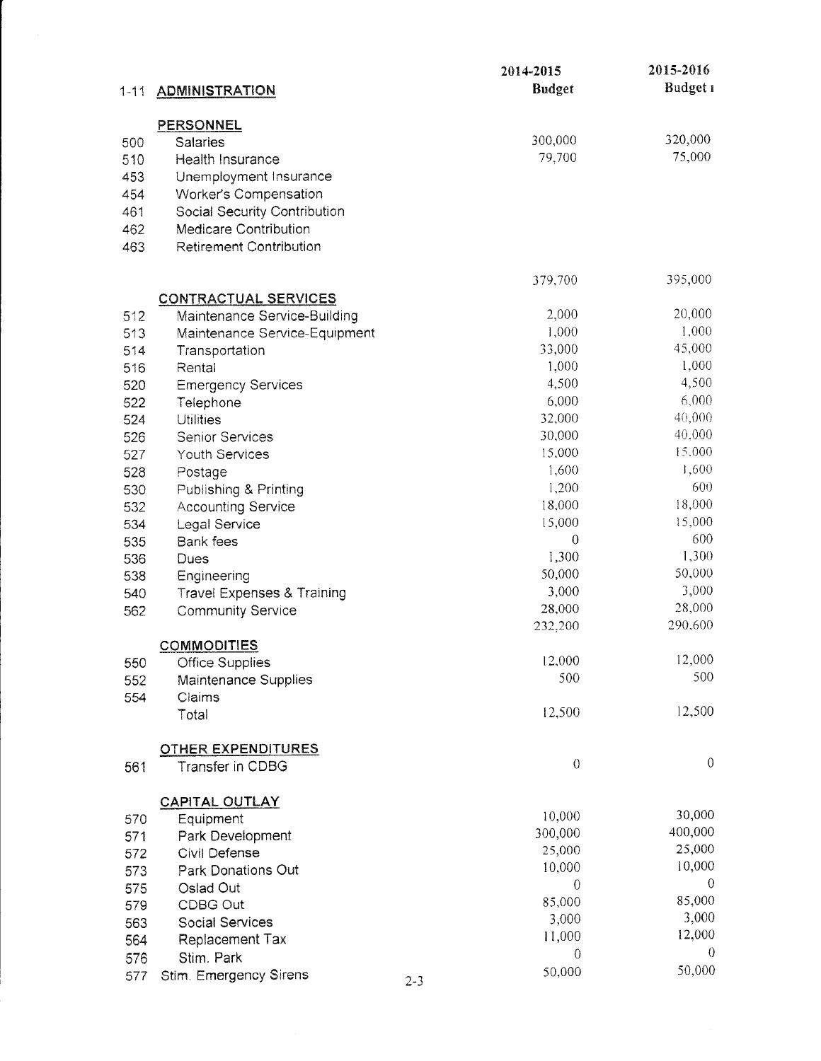| | 1-11 ADMINISTRATION | 2014-2015 Budget | 2015-2016 Budget ı |
|---|---|---|---|
| | **PERSONNEL** | | |
| 500 | Salaries | 300,000 | 320,000 |
| 510 | Health Insurance | 79,700 | 75,000 |
| 453 | Unemployment Insurance | | |
| 454 | Worker's Compensation | | |
| 461 | Social Security Contribution | | |
| 462 | Medicare Contribution | | |
| 463 | Retirement Contribution | | |
| | | 379,700 | 395,000 |
| | **CONTRACTUAL SERVICES** | | |
| 512 | Maintenance Service-Building | 2,000 | 20,000 |
| 513 | Maintenance Service-Equipment | 1,000 | 1,000 |
| 514 | Transportation | 33,000 | 45,000 |
| 516 | Rental | 1,000 | 1,000 |
| 520 | Emergency Services | 4,500 | 4,500 |
| 522 | Telephone | 6,000 | 6,000 |
| 524 | Utilities | 32,000 | 40,000 |
| 526 | Senior Services | 30,000 | 40,000 |
| 527 | Youth Services | 15,000 | 15,000 |
| 528 | Postage | 1,600 | 1,600 |
| 530 | Publishing & Printing | 1,200 | 600 |
| 532 | Accounting Service | 18,000 | 18,000 |
| 534 | Legal Service | 15,000 | 15,000 |
| 535 | Bank fees | 0 | 600 |
| 536 | Dues | 1,300 | 1,300 |
| 538 | Engineering | 50,000 | 50,000 |
| 540 | Travel Expenses & Training | 3,000 | 3,000 |
| 562 | Community Service | 28,000 | 28,000 |
| | | 232,200 | 290,600 |
| | **COMMODITIES** | | |
| 550 | Office Supplies | 12,000 | 12,000 |
| 552 | Maintenance Supplies | 500 | 500 |
| 554 | Claims | | |
| | Total | 12,500 | 12,500 |
| | **OTHER EXPENDITURES** | | |
| 561 | Transfer in CDBG | 0 | 0 |
| | **CAPITAL OUTLAY** | | |
| 570 | Equipment | 10,000 | 30,000 |
| 571 | Park Development | 300,000 | 400,000 |
| 572 | Civil Defense | 25,000 | 25,000 |
| 573 | Park Donations Out | 10,000 | 10,000 |
| 575 | Oslad Out | 0 | 0 |
| 579 | CDBG Out | 85,000 | 85,000 |
| 563 | Social Services | 3,000 | 3,000 |
| 564 | Replacement Tax | 11,000 | 12,000 |
| 576 | Stim. Park | 0 | 0 |
| 577 | Stim. Emergency Sirens | 50,000 | 50,000 |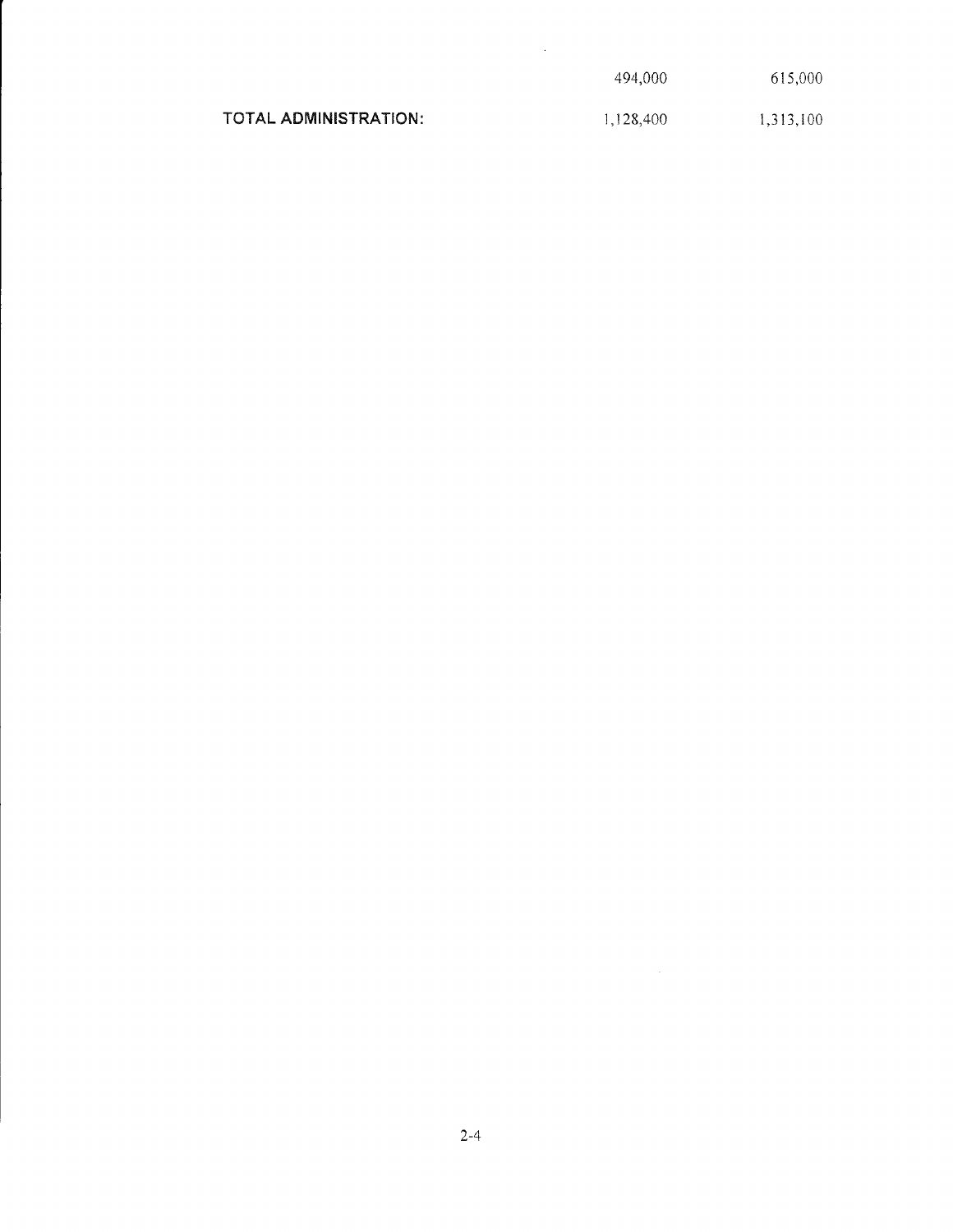| | | |
|---|---|---|
| | 494,000 | 615,000 |
| **TOTAL ADMINISTRATION:** | 1,128,400 | 1,313,100 |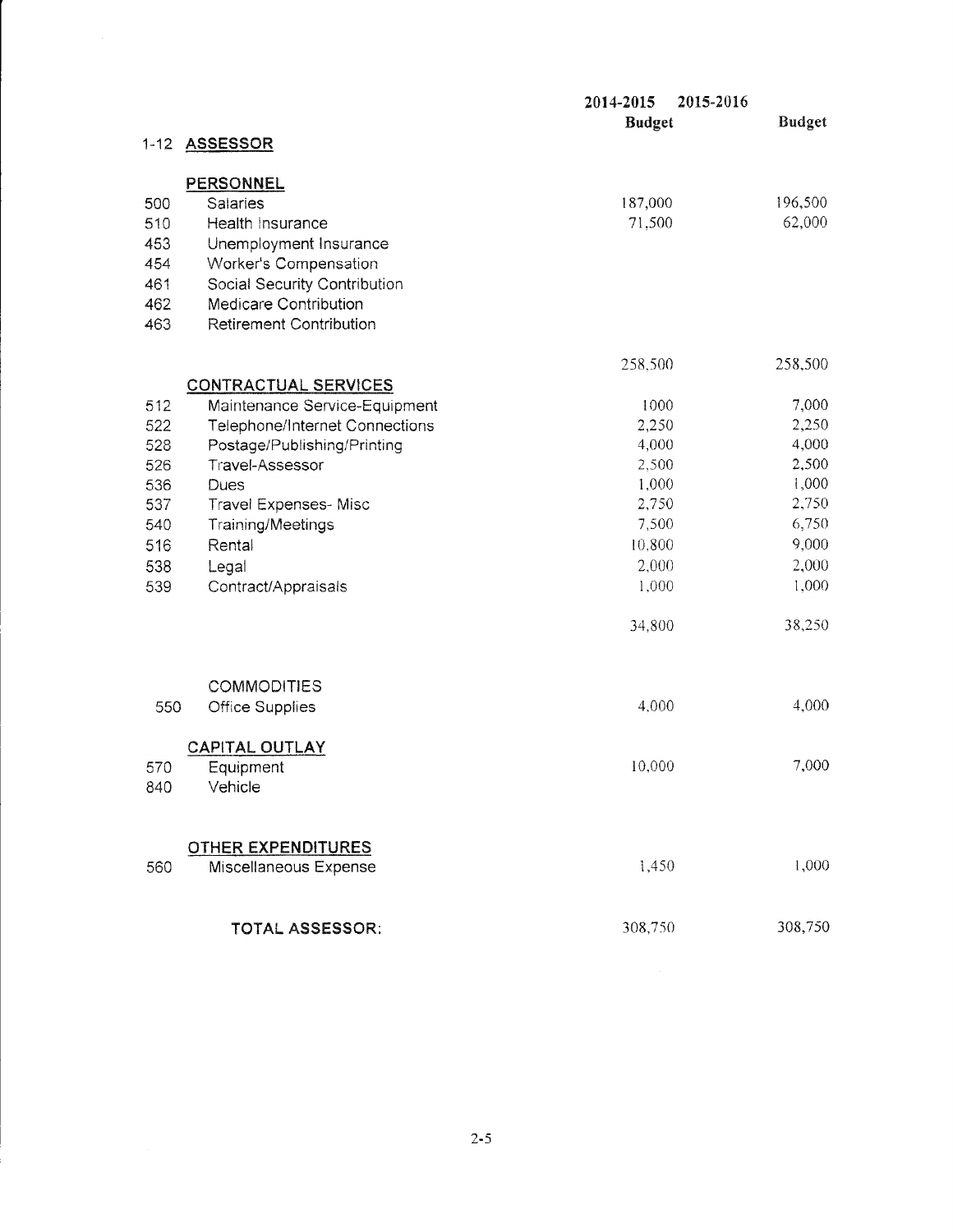| | | 2014-2015 Budget | 2015-2016 Budget |
|---|---|---|---|
| 1-12 | **ASSESSOR** | | |
| | **PERSONNEL** | | |
| 500 | Salaries | 187,000 | 196,500 |
| 510 | Health Insurance | 71,500 | 62,000 |
| 453 | Unemployment Insurance | | |
| 454 | Worker's Compensation | | |
| 461 | Social Security Contribution | | |
| 462 | Medicare Contribution | | |
| 463 | Retirement Contribution | | |
| | | 258,500 | 258,500 |
| | **CONTRACTUAL SERVICES** | | |
| 512 | Maintenance Service-Equipment | 1000 | 7,000 |
| 522 | Telephone/Internet Connections | 2,250 | 2,250 |
| 528 | Postage/Publishing/Printing | 4,000 | 4,000 |
| 526 | Travel-Assessor | 2,500 | 2,500 |
| 536 | Dues | 1,000 | 1,000 |
| 537 | Travel Expenses- Misc | 2,750 | 2,750 |
| 540 | Training/Meetings | 7,500 | 6,750 |
| 516 | Rental | 10,800 | 9,000 |
| 538 | Legal | 2,000 | 2,000 |
| 539 | Contract/Appraisals | 1,000 | 1,000 |
| | | 34,800 | 38,250 |
| | COMMODITIES | | |
| 550 | Office Supplies | 4,000 | 4,000 |
| | **CAPITAL OUTLAY** | | |
| 570 | Equipment | 10,000 | 7,000 |
| 840 | Vehicle | | |
| | **OTHER EXPENDITURES** | | |
| 560 | Miscellaneous Expense | 1,450 | 1,000 |
| | **TOTAL ASSESSOR:** | 308,750 | 308,750 |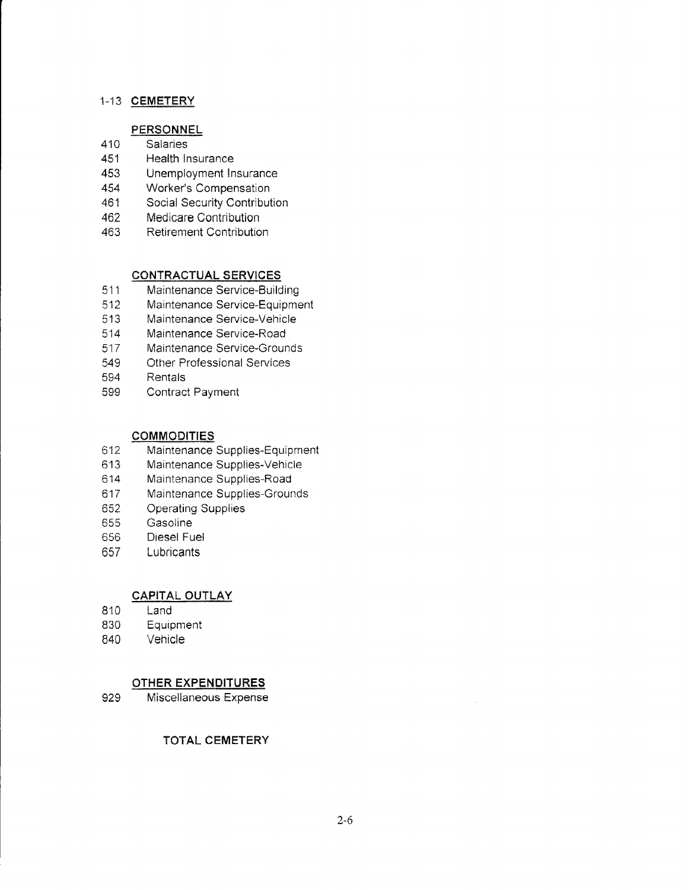## 1-13 CEMETERY

### PERSONNEL

410 Salaries
451 Health Insurance
453 Unemployment Insurance
454 Worker's Compensation
461 Social Security Contribution
462 Medicare Contribution
463 Retirement Contribution

### CONTRACTUAL SERVICES

511 Maintenance Service-Building
512 Maintenance Service-Equipment
513 Maintenance Service-Vehicle
514 Maintenance Service-Road
517 Maintenance Service-Grounds
549 Other Professional Services
594 Rentals
599 Contract Payment

### COMMODITIES

612 Maintenance Supplies-Equipment
613 Maintenance Supplies-Vehicle
614 Maintenance Supplies-Road
617 Maintenance Supplies-Grounds
652 Operating Supplies
655 Gasoline
656 Diesel Fuel
657 Lubricants

### CAPITAL OUTLAY

810 Land
830 Equipment
840 Vehicle

### OTHER EXPENDITURES

929 Miscellaneous Expense

**TOTAL CEMETERY**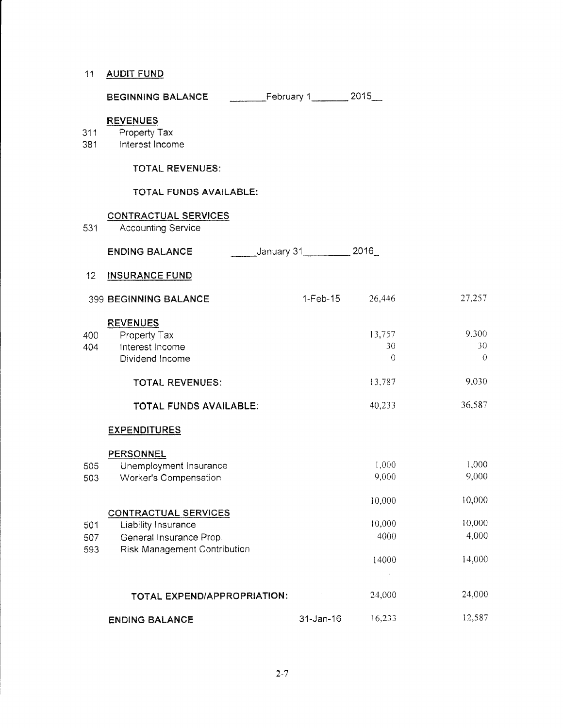| | | | | |
|---|---|---|---|---|
| 11 | **AUDIT FUND** | | | |
| | **BEGINNING BALANCE** | February 1 2015 | | |
| | **REVENUES** | | | |
| 311 | Property Tax | | | |
| 381 | Interest Income | | | |
| | **TOTAL REVENUES:** | | | |
| | **TOTAL FUNDS AVAILABLE:** | | | |
| | **CONTRACTUAL SERVICES** | | | |
| 531 | Accounting Service | | | |
| | **ENDING BALANCE** | January 31 2016 | | |

| | | | | |
|---|---|---|---|---|
| 12 | **INSURANCE FUND** | | | |
| 399 | **BEGINNING BALANCE** | 1-Feb-15 | 26,446 | 27,257 |
| | **REVENUES** | | | |
| 400 | Property Tax | | 13,757 | 9,300 |
| 404 | Interest Income | | 30 | 30 |
| | Dividend Income | | 0 | 0 |
| | **TOTAL REVENUES:** | | 13,787 | 9,030 |
| | **TOTAL FUNDS AVAILABLE:** | | 40,233 | 36,587 |
| | **EXPENDITURES** | | | |
| | **PERSONNEL** | | | |
| 505 | Unemployment Insurance | | 1,000 | 1,000 |
| 503 | Worker's Compensation | | 9,000 | 9,000 |
| | | | 10,000 | 10,000 |
| | **CONTRACTUAL SERVICES** | | | |
| 501 | Liability Insurance | | 10,000 | 10,000 |
| 507 | General Insurance Prop. | | 4000 | 4,000 |
| 593 | Risk Management Contribution | | | |
| | | | 14000 | 14,000 |
| | **TOTAL EXPEND/APPROPRIATION:** | | 24,000 | 24,000 |
| | **ENDING BALANCE** | 31-Jan-16 | 16,233 | 12,587 |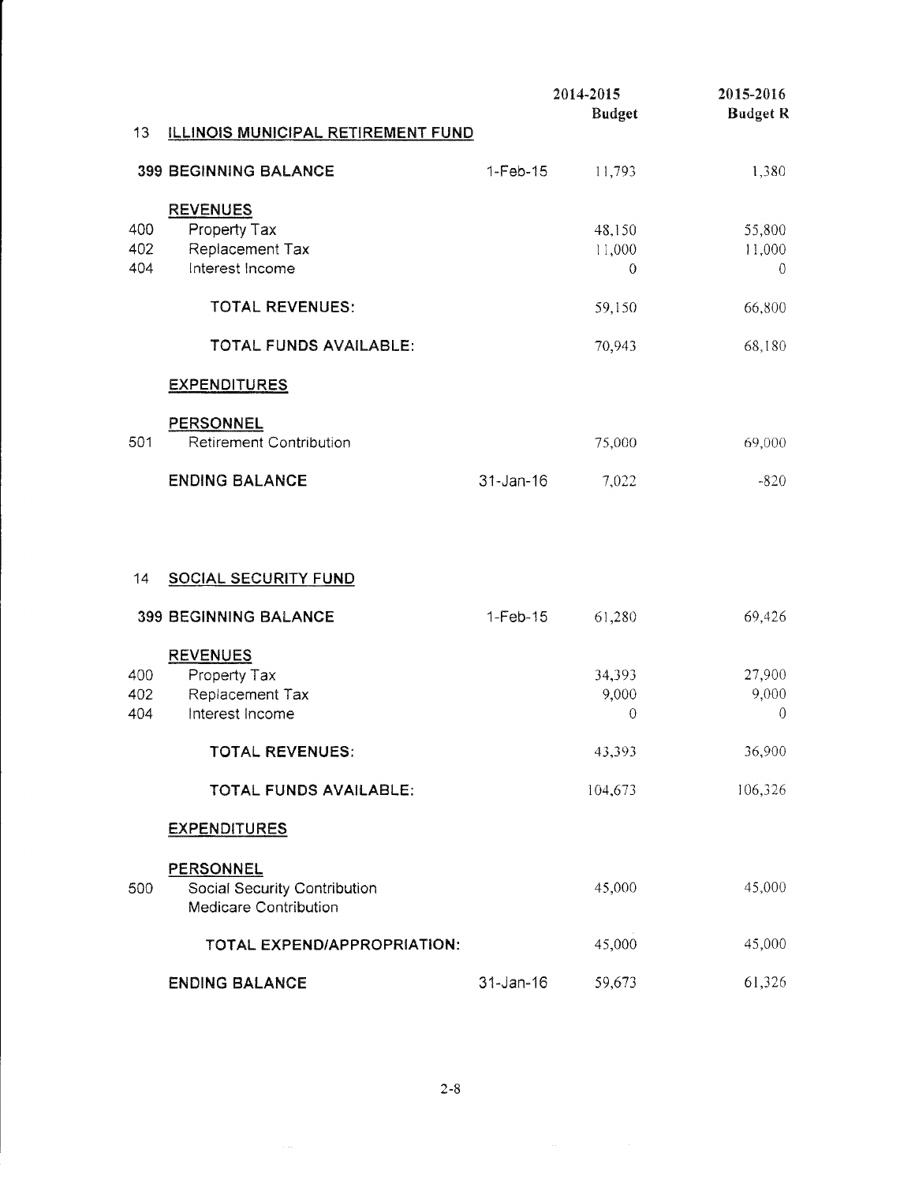## 13 ILLINOIS MUNICIPAL RETIREMENT FUND

| | | | 2014-2015 Budget | 2015-2016 Budget R |
|---|---|---|---|---|
| | **399 BEGINNING BALANCE** | 1-Feb-15 | 11,793 | 1,380 |
| | **REVENUES** | | | |
| 400 | Property Tax | | 48,150 | 55,800 |
| 402 | Replacement Tax | | 11,000 | 11,000 |
| 404 | Interest Income | | 0 | 0 |
| | **TOTAL REVENUES:** | | 59,150 | 66,800 |
| | **TOTAL FUNDS AVAILABLE:** | | 70,943 | 68,180 |
| | **EXPENDITURES** | | | |
| | **PERSONNEL** | | | |
| 501 | Retirement Contribution | | 75,000 | 69,000 |
| | **ENDING BALANCE** | 31-Jan-16 | 7,022 | -820 |

## 14 SOCIAL SECURITY FUND

| | | | 2014-2015 Budget | 2015-2016 Budget R |
|---|---|---|---|---|
| | **399 BEGINNING BALANCE** | 1-Feb-15 | 61,280 | 69,426 |
| | **REVENUES** | | | |
| 400 | Property Tax | | 34,393 | 27,900 |
| 402 | Replacement Tax | | 9,000 | 9,000 |
| 404 | Interest Income | | 0 | 0 |
| | **TOTAL REVENUES:** | | 43,393 | 36,900 |
| | **TOTAL FUNDS AVAILABLE:** | | 104,673 | 106,326 |
| | **EXPENDITURES** | | | |
| | **PERSONNEL** | | | |
| 500 | Social Security Contribution | | 45,000 | 45,000 |
| | Medicare Contribution | | | |
| | **TOTAL EXPEND/APPROPRIATION:** | | 45,000 | 45,000 |
| | **ENDING BALANCE** | 31-Jan-16 | 59,673 | 61,326 |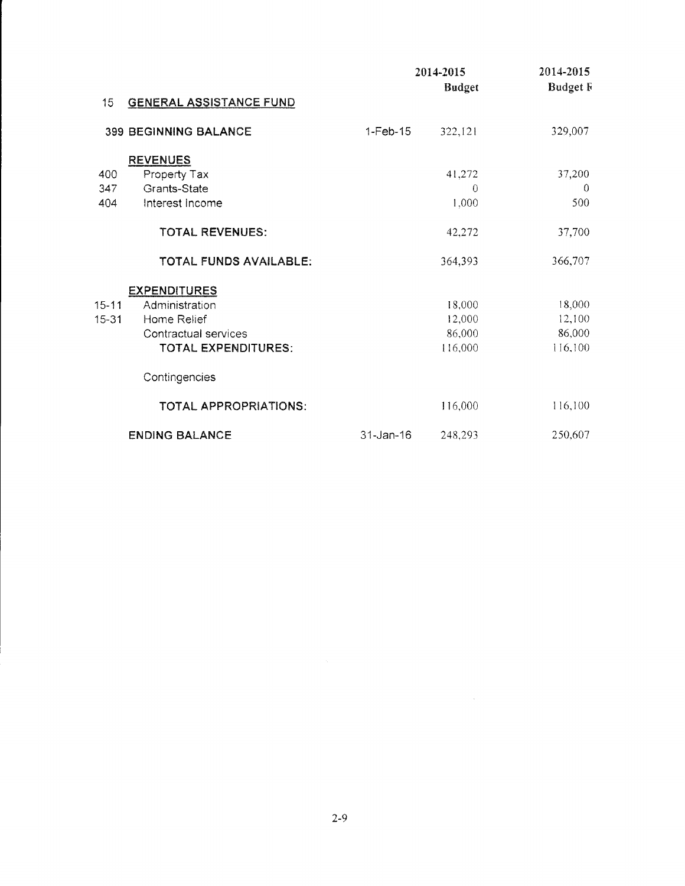| | | | 2014-2015 Budget | 2014-2015 Budget F |
|---|---|---|---|---|
| 15 | **GENERAL ASSISTANCE FUND** | | | |
| | **399 BEGINNING BALANCE** | 1-Feb-15 | 322,121 | 329,007 |
| | **REVENUES** | | | |
| 400 | Property Tax | | 41,272 | 37,200 |
| 347 | Grants-State | | 0 | 0 |
| 404 | Interest Income | | 1,000 | 500 |
| | **TOTAL REVENUES:** | | 42,272 | 37,700 |
| | **TOTAL FUNDS AVAILABLE:** | | 364,393 | 366,707 |
| | **EXPENDITURES** | | | |
| 15-11 | Administration | | 18,000 | 18,000 |
| 15-31 | Home Relief | | 12,000 | 12,100 |
| | Contractual services | | 86,000 | 86,000 |
| | **TOTAL EXPENDITURES:** | | 116,000 | 116,100 |
| | Contingencies | | | |
| | **TOTAL APPROPRIATIONS:** | | 116,000 | 116,100 |
| | **ENDING BALANCE** | 31-Jan-16 | 248,293 | 250,607 |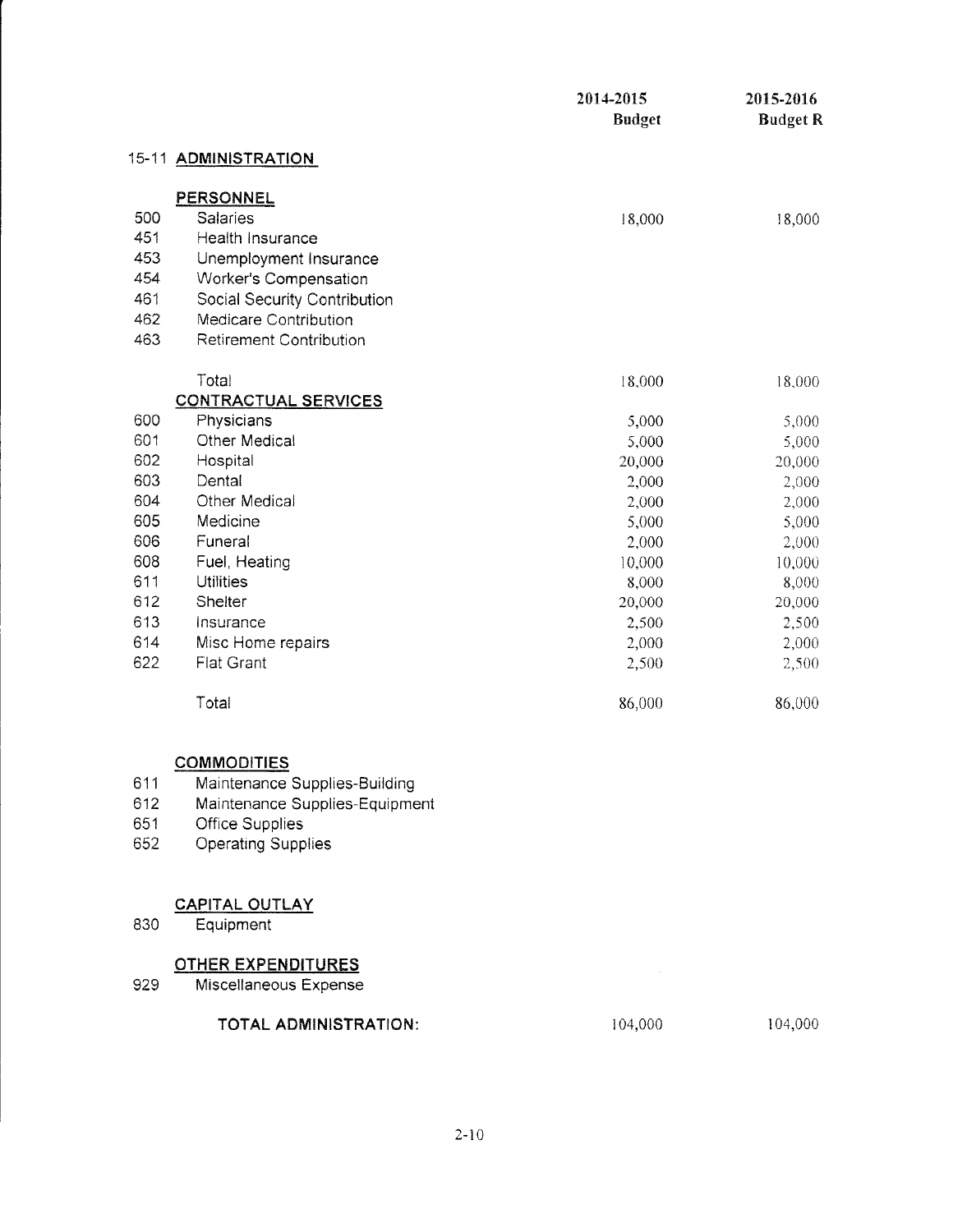| | | 2014-2015 Budget | 2015-2016 Budget R |
|---|---|---|---|
| 15-11 | **ADMINISTRATION** | | |
| | **PERSONNEL** | | |
| 500 | Salaries | 18,000 | 18,000 |
| 451 | Health Insurance | | |
| 453 | Unemployment Insurance | | |
| 454 | Worker's Compensation | | |
| 461 | Social Security Contribution | | |
| 462 | Medicare Contribution | | |
| 463 | Retirement Contribution | | |
| | Total | 18,000 | 18,000 |
| | **CONTRACTUAL SERVICES** | | |
| 600 | Physicians | 5,000 | 5,000 |
| 601 | Other Medical | 5,000 | 5,000 |
| 602 | Hospital | 20,000 | 20,000 |
| 603 | Dental | 2,000 | 2,000 |
| 604 | Other Medical | 2,000 | 2,000 |
| 605 | Medicine | 5,000 | 5,000 |
| 606 | Funeral | 2,000 | 2,000 |
| 608 | Fuel, Heating | 10,000 | 10,000 |
| 611 | Utilities | 8,000 | 8,000 |
| 612 | Shelter | 20,000 | 20,000 |
| 613 | Insurance | 2,500 | 2,500 |
| 614 | Misc Home repairs | 2,000 | 2,000 |
| 622 | Flat Grant | 2,500 | 2,500 |
| | Total | 86,000 | 86,000 |
| | **COMMODITIES** | | |
| 611 | Maintenance Supplies-Building | | |
| 612 | Maintenance Supplies-Equipment | | |
| 651 | Office Supplies | | |
| 652 | Operating Supplies | | |
| | **CAPITAL OUTLAY** | | |
| 830 | Equipment | | |
| | **OTHER EXPENDITURES** | | |
| 929 | Miscellaneous Expense | | |
| | **TOTAL ADMINISTRATION:** | 104,000 | 104,000 |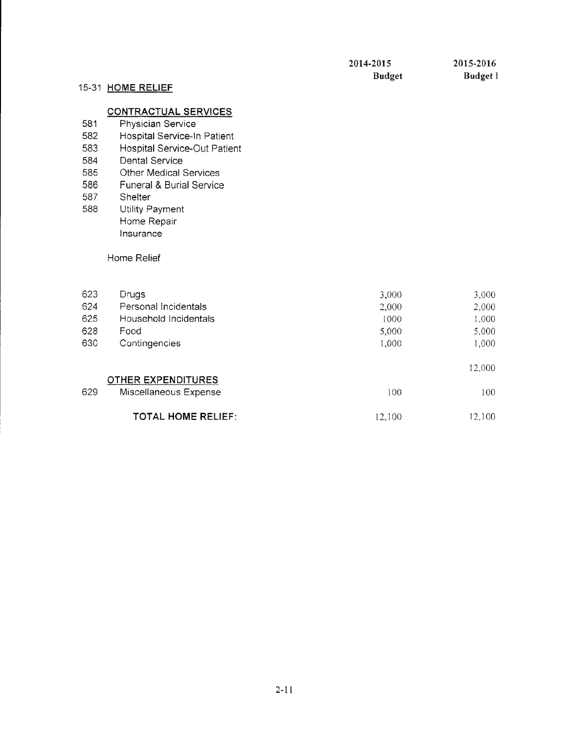| | | 2014-2015 Budget | 2015-2016 Budget l |
|---|---|---|---|
| 15-31 | **HOME RELIEF** | | |
| | **CONTRACTUAL SERVICES** | | |
| 581 | Physician Service | | |
| 582 | Hospital Service-In Patient | | |
| 583 | Hospital Service-Out Patient | | |
| 584 | Dental Service | | |
| 585 | Other Medical Services | | |
| 586 | Funeral & Burial Service | | |
| 587 | Shelter | | |
| 588 | Utility Payment | | |
| | Home Repair | | |
| | Insurance | | |
| | Home Relief | | |
| 623 | Drugs | 3,000 | 3,000 |
| 624 | Personal Incidentals | 2,000 | 2,000 |
| 625 | Household Incidentals | 1000 | 1,000 |
| 628 | Food | 5,000 | 5,000 |
| 630 | Contingencies | 1,000 | 1,000 |
| | | | 12,000 |
| | **OTHER EXPENDITURES** | | |
| 629 | Miscellaneous Expense | 100 | 100 |
| | **TOTAL HOME RELIEF:** | 12,100 | 12,100 |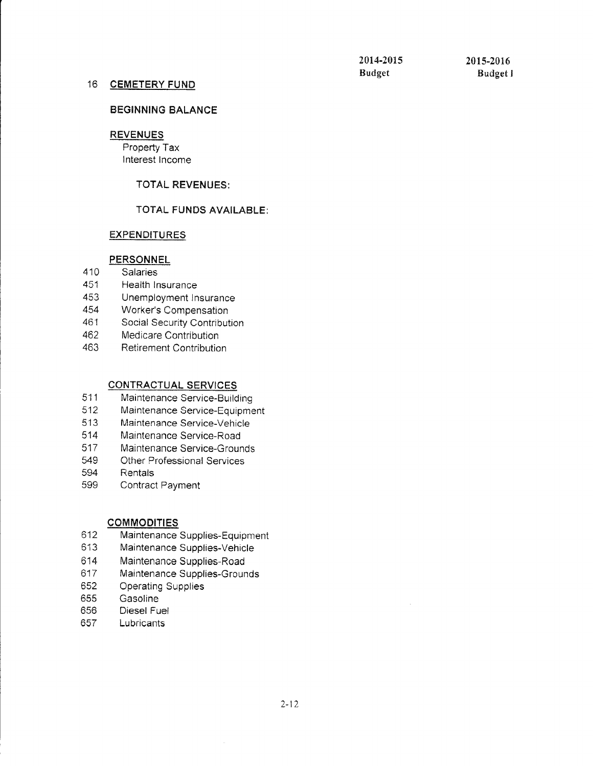| | | 2014-2015 Budget | 2015-2016 Budget I |
|---|---|---|---|
| 16 | **CEMETERY FUND** | | |
| | **BEGINNING BALANCE** | | |
| | **REVENUES** | | |
| | Property Tax | | |
| | Interest Income | | |
| | **TOTAL REVENUES:** | | |
| | **TOTAL FUNDS AVAILABLE:** | | |
| | **EXPENDITURES** | | |
| | **PERSONNEL** | | |
| 410 | Salaries | | |
| 451 | Health Insurance | | |
| 453 | Unemployment Insurance | | |
| 454 | Worker's Compensation | | |
| 461 | Social Security Contribution | | |
| 462 | Medicare Contribution | | |
| 463 | Retirement Contribution | | |
| | **CONTRACTUAL SERVICES** | | |
| 511 | Maintenance Service-Building | | |
| 512 | Maintenance Service-Equipment | | |
| 513 | Maintenance Service-Vehicle | | |
| 514 | Maintenance Service-Road | | |
| 517 | Maintenance Service-Grounds | | |
| 549 | Other Professional Services | | |
| 594 | Rentals | | |
| 599 | Contract Payment | | |
| | **COMMODITIES** | | |
| 612 | Maintenance Supplies-Equipment | | |
| 613 | Maintenance Supplies-Vehicle | | |
| 614 | Maintenance Supplies-Road | | |
| 617 | Maintenance Supplies-Grounds | | |
| 652 | Operating Supplies | | |
| 655 | Gasoline | | |
| 656 | Diesel Fuel | | |
| 657 | Lubricants | | |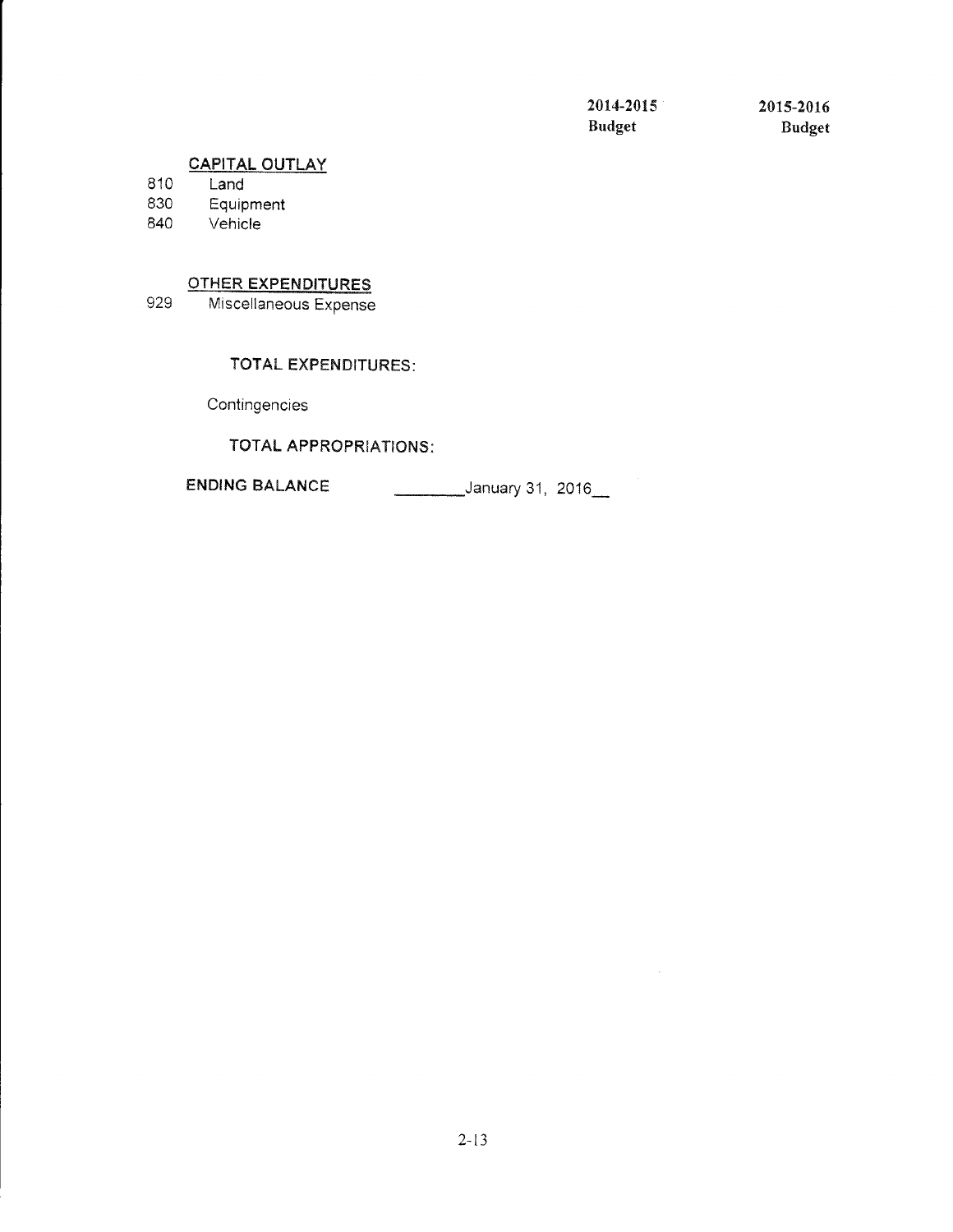| | | 2014-2015 Budget | 2015-2016 Budget |
|---|---|---|---|
| | **CAPITAL OUTLAY** | | |
| 810 | Land | | |
| 830 | Equipment | | |
| 840 | Vehicle | | |
| | | | |
| | **OTHER EXPENDITURES** | | |
| 929 | Miscellaneous Expense | | |
| | | | |
| | **TOTAL EXPENDITURES:** | | |
| | Contingencies | | |
| | **TOTAL APPROPRIATIONS:** | | |
| | **ENDING BALANCE** ________January 31, 2016__ | | |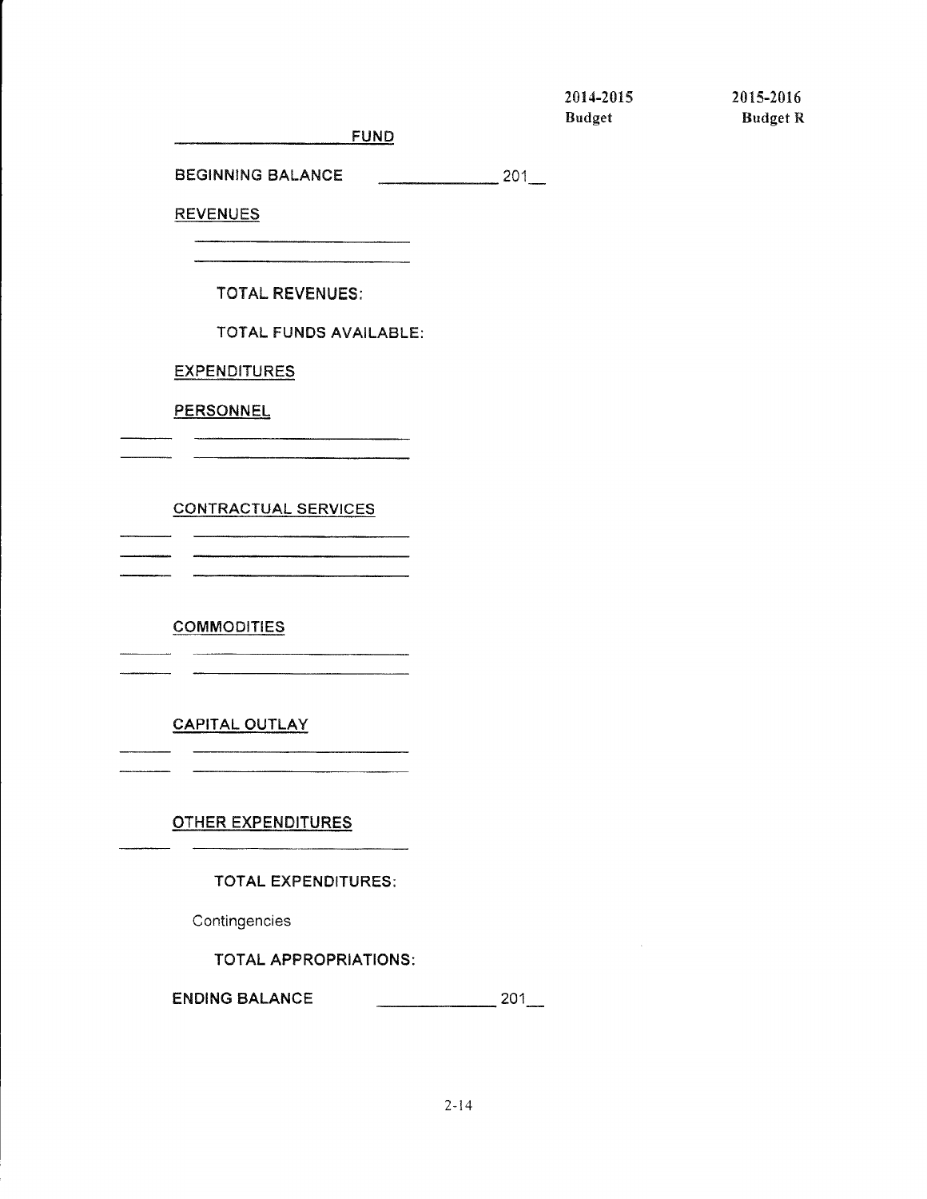| | 2014-2015 Budget | 2015-2016 Budget R |
|---|---|---|
| ____________ FUND | | |
| BEGINNING BALANCE ____________ 201__ | | |
| REVENUES | | |
| ____________ | | |
| ____________ | | |
| TOTAL REVENUES: | | |
| TOTAL FUNDS AVAILABLE: | | |
| EXPENDITURES | | |
| PERSONNEL | | |
| ______ ____________ | | |
| ______ ____________ | | |
| CONTRACTUAL SERVICES | | |
| ______ ____________ | | |
| ______ ____________ | | |
| ______ ____________ | | |
| COMMODITIES | | |
| ______ ____________ | | |
| ______ ____________ | | |
| CAPITAL OUTLAY | | |
| ______ ____________ | | |
| ______ ____________ | | |
| OTHER EXPENDITURES | | |
| ______ ____________ | | |
| TOTAL EXPENDITURES: | | |
| Contingencies | | |
| TOTAL APPROPRIATIONS: | | |
| ENDING BALANCE ____________ 201__ | | |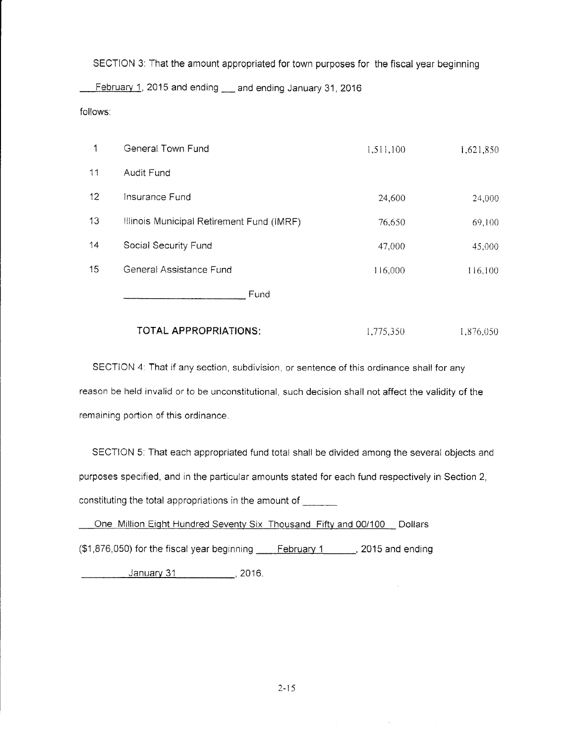SECTION 3: That the amount appropriated for town purposes for the fiscal year beginning

February 1, 2015 and ending ___ and ending January 31, 2016

follows:

| | | | |
|---|---|---|---|
| 1 | General Town Fund | 1,511,100 | 1,621,850 |
| 11 | Audit Fund | | |
| 12 | Insurance Fund | 24,600 | 24,000 |
| 13 | Illinois Municipal Retirement Fund (IMRF) | 76,650 | 69,100 |
| 14 | Social Security Fund | 47,000 | 45,000 |
| 15 | General Assistance Fund | 116,000 | 116,100 |
| | ____________________ Fund | | |
| | **TOTAL APPROPRIATIONS:** | 1,775,350 | 1,876,050 |

SECTION 4: That if any section, subdivision, or sentence of this ordinance shall for any reason be held invalid or to be unconstitutional, such decision shall not affect the validity of the remaining portion of this ordinance.

SECTION 5: That each appropriated fund total shall be divided among the several objects and purposes specified, and in the particular amounts stated for each fund respectively in Section 2, constituting the total appropriations in the amount of _______

One Million Eight Hundred Seventy Six Thousand Fifty and 00/100 Dollars ($1,876,050) for the fiscal year beginning February 1, 2015 and ending January 31, 2016.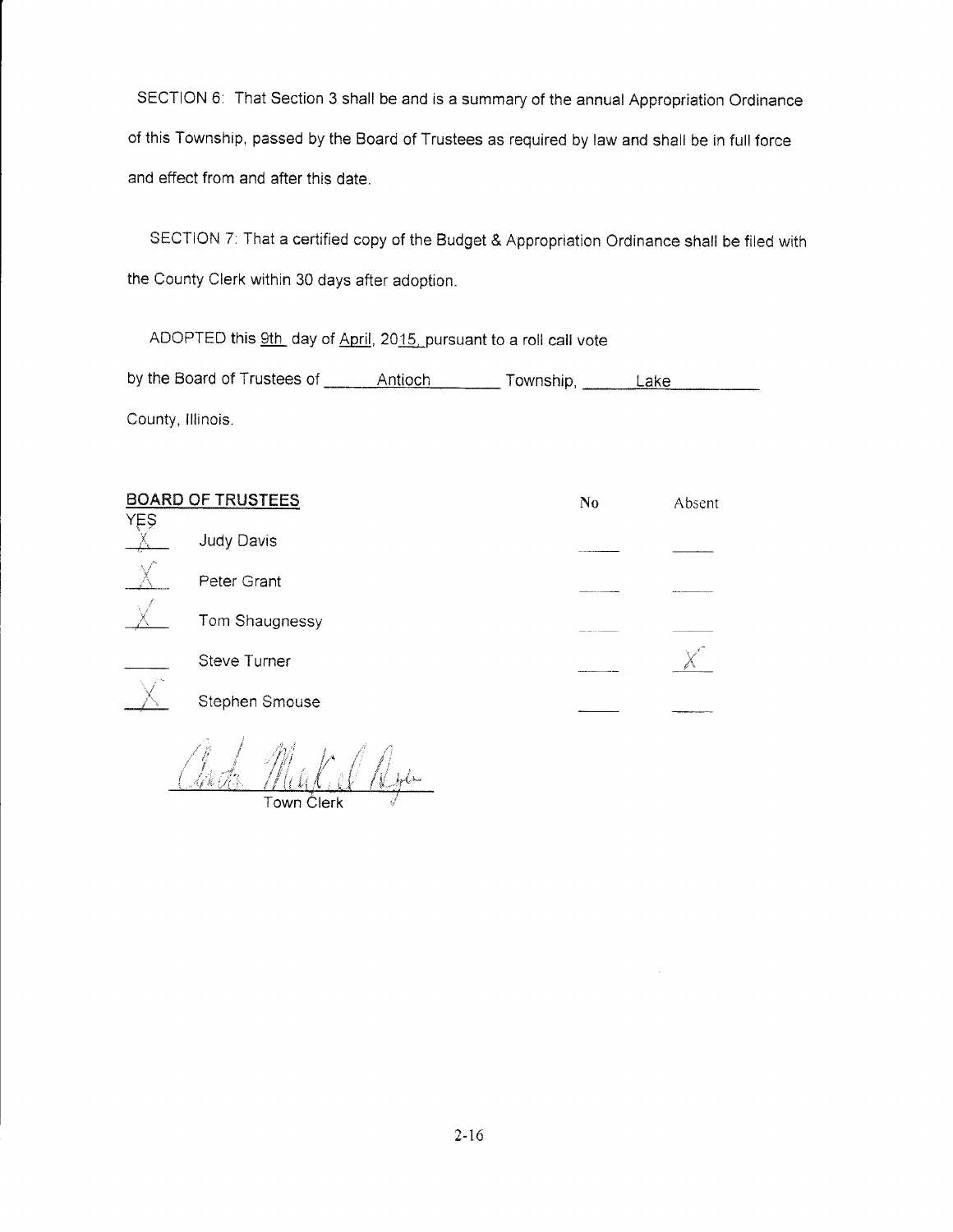SECTION 6: That Section 3 shall be and is a summary of the annual Appropriation Ordinance of this Township, passed by the Board of Trustees as required by law and shall be in full force and effect from and after this date.

SECTION 7: That a certified copy of the Budget & Appropriation Ordinance shall be filed with the County Clerk within 30 days after adoption.

ADOPTED this 9th day of April, 2015, pursuant to a roll call vote by the Board of Trustees of Antioch Township, Lake County, Illinois.

| BOARD OF TRUSTEES | | No | Absent |
|---|---|---|---|
| YES | | | |
| X | Judy Davis | | |
| X | Peter Grant | | |
| X | Tom Shaugnessy | | |
| | Steve Turner | | X |
| X | Stephen Smouse | | |

Town Clerk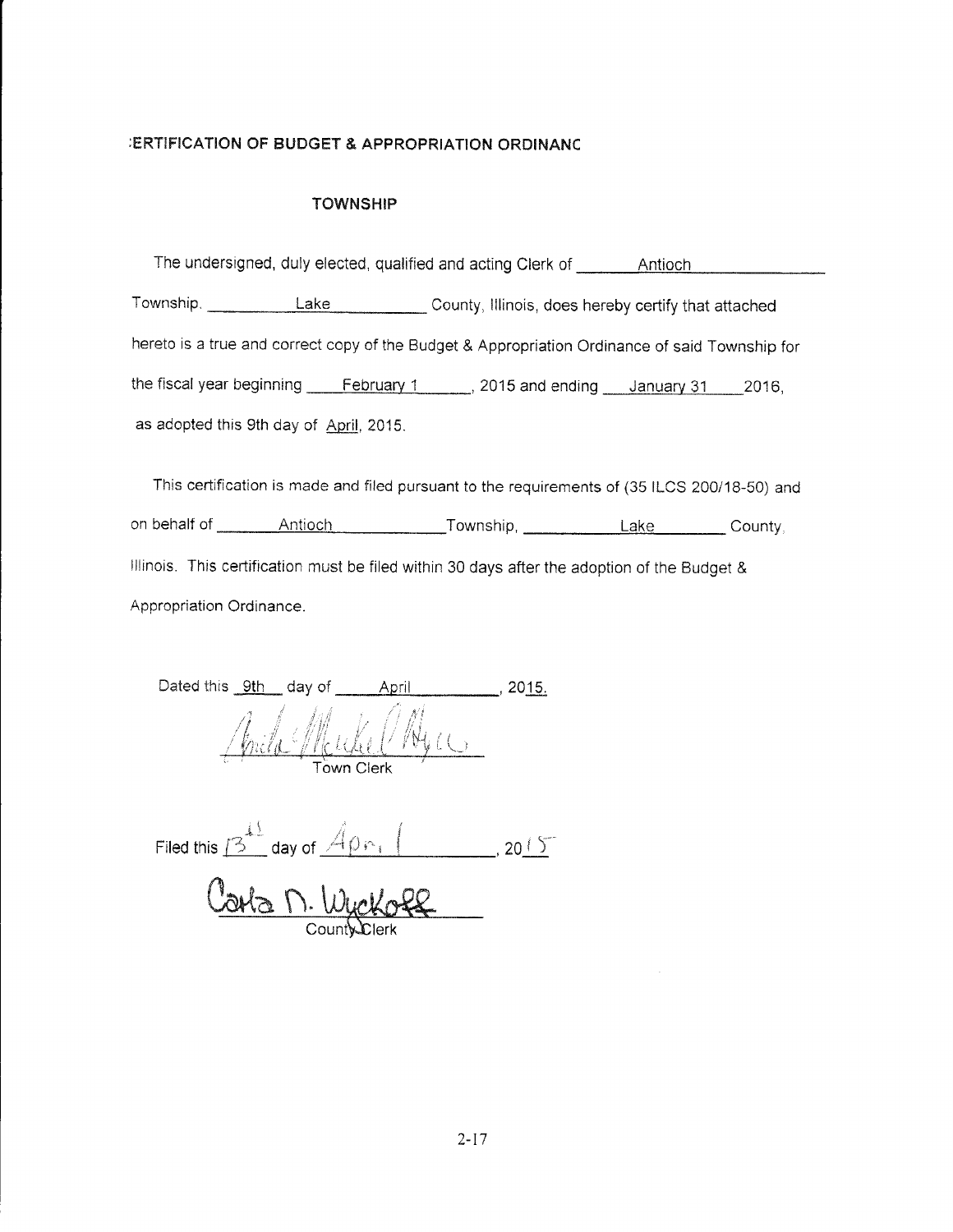# :ERTIFICATION OF BUDGET & APPROPRIATION ORDINANC

## TOWNSHIP

The undersigned, duly elected, qualified and acting Clerk of Antioch Township, Lake County, Illinois, does hereby certify that attached hereto is a true and correct copy of the Budget & Appropriation Ordinance of said Township for the fiscal year beginning February 1, 2015 and ending January 31 2016, as adopted this 9th day of April, 2015.

This certification is made and filed pursuant to the requirements of (35 ILCS 200/18-50) and on behalf of Antioch Township, Lake County, Illinois. This certification must be filed within 30 days after the adoption of the Budget & Appropriation Ordinance.

Dated this 9th day of April, 2015.

[signature]
Town Clerk

Filed this 13th day of April, 2015

Carla N. Wyckoff
County Clerk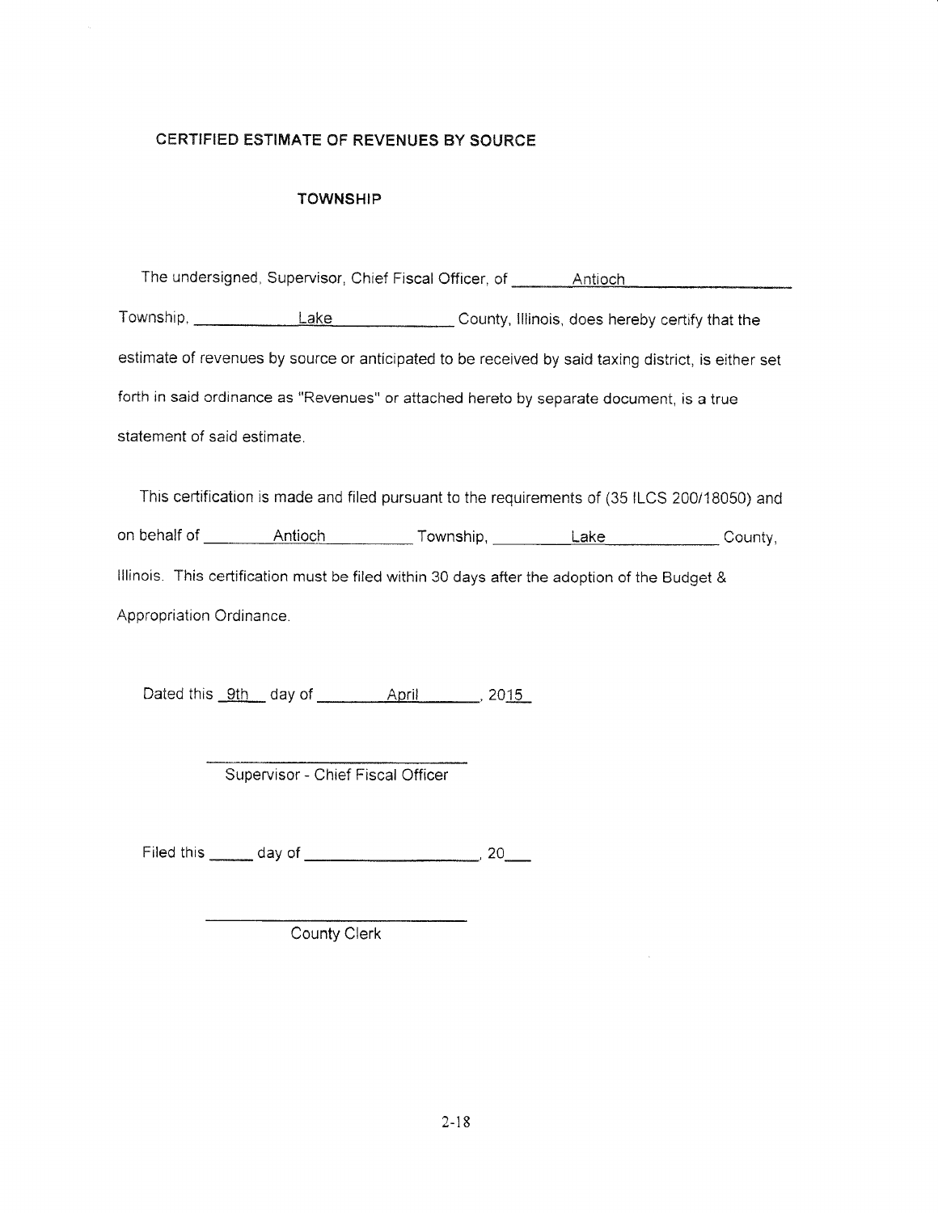## CERTIFIED ESTIMATE OF REVENUES BY SOURCE

### TOWNSHIP

The undersigned, Supervisor, Chief Fiscal Officer, of Antioch Township, Lake County, Illinois, does hereby certify that the estimate of revenues by source or anticipated to be received by said taxing district, is either set forth in said ordinance as "Revenues" or attached hereto by separate document, is a true statement of said estimate.

This certification is made and filed pursuant to the requirements of (35 ILCS 200/18050) and on behalf of Antioch Township, Lake County, Illinois. This certification must be filed within 30 days after the adoption of the Budget & Appropriation Ordinance.

Dated this 9th day of April, 2015

\_\_\_\_\_\_\_\_\_\_\_\_\_\_\_\_\_\_\_\_\_\_\_\_\_\_\_\_\_\_
Supervisor - Chief Fiscal Officer

Filed this \_\_\_\_\_ day of \_\_\_\_\_\_\_\_\_\_\_\_\_\_\_\_\_\_, 20\_\_\_

\_\_\_\_\_\_\_\_\_\_\_\_\_\_\_\_\_\_\_\_\_\_\_\_\_\_\_\_\_\_
County Clerk